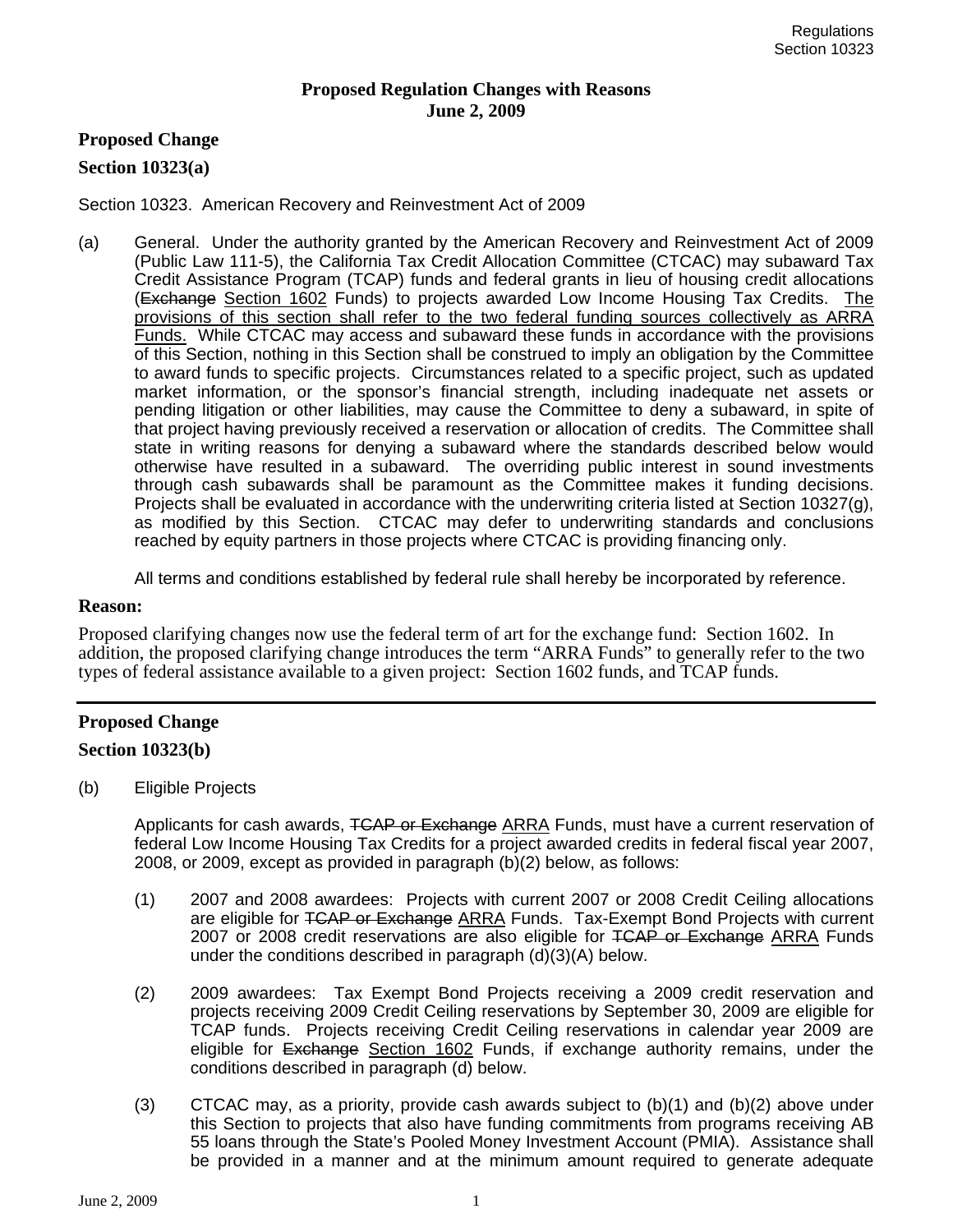**Proposed Regulation Changes with Reasons**
**June 2, 2009**

## Proposed Change

### Section 10323(a)

Section 10323. American Recovery and Reinvestment Act of 2009

(a) General. Under the authority granted by the American Recovery and Reinvestment Act of 2009 (Public Law 111-5), the California Tax Credit Allocation Committee (CTCAC) may subaward Tax Credit Assistance Program (TCAP) funds and federal grants in lieu of housing credit allocations (~~Exchange~~ <u>Section 1602</u> Funds) to projects awarded Low Income Housing Tax Credits. <u>The provisions of this section shall refer to the two federal funding sources collectively as ARRA Funds.</u> While CTCAC may access and subaward these funds in accordance with the provisions of this Section, nothing in this Section shall be construed to imply an obligation by the Committee to award funds to specific projects. Circumstances related to a specific project, such as updated market information, or the sponsor's financial strength, including inadequate net assets or pending litigation or other liabilities, may cause the Committee to deny a subaward, in spite of that project having previously received a reservation or allocation of credits. The Committee shall state in writing reasons for denying a subaward where the standards described below would otherwise have resulted in a subaward. The overriding public interest in sound investments through cash subawards shall be paramount as the Committee makes it funding decisions. Projects shall be evaluated in accordance with the underwriting criteria listed at Section 10327(g), as modified by this Section. CTCAC may defer to underwriting standards and conclusions reached by equity partners in those projects where CTCAC is providing financing only.

All terms and conditions established by federal rule shall hereby be incorporated by reference.

### Reason:

Proposed clarifying changes now use the federal term of art for the exchange fund: Section 1602. In addition, the proposed clarifying change introduces the term "ARRA Funds" to generally refer to the two types of federal assistance available to a given project: Section 1602 funds, and TCAP funds.

---

## Proposed Change

### Section 10323(b)

(b) Eligible Projects

Applicants for cash awards, ~~TCAP or Exchange~~ <u>ARRA</u> Funds, must have a current reservation of federal Low Income Housing Tax Credits for a project awarded credits in federal fiscal year 2007, 2008, or 2009, except as provided in paragraph (b)(2) below, as follows:

(1) 2007 and 2008 awardees: Projects with current 2007 or 2008 Credit Ceiling allocations are eligible for ~~TCAP or Exchange~~ <u>ARRA</u> Funds. Tax-Exempt Bond Projects with current 2007 or 2008 credit reservations are also eligible for ~~TCAP or Exchange~~ <u>ARRA</u> Funds under the conditions described in paragraph (d)(3)(A) below.

(2) 2009 awardees: Tax Exempt Bond Projects receiving a 2009 credit reservation and projects receiving 2009 Credit Ceiling reservations by September 30, 2009 are eligible for TCAP funds. Projects receiving Credit Ceiling reservations in calendar year 2009 are eligible for ~~Exchange~~ <u>Section 1602</u> Funds, if exchange authority remains, under the conditions described in paragraph (d) below.

(3) CTCAC may, as a priority, provide cash awards subject to (b)(1) and (b)(2) above under this Section to projects that also have funding commitments from programs receiving AB 55 loans through the State's Pooled Money Investment Account (PMIA). Assistance shall be provided in a manner and at the minimum amount required to generate adequate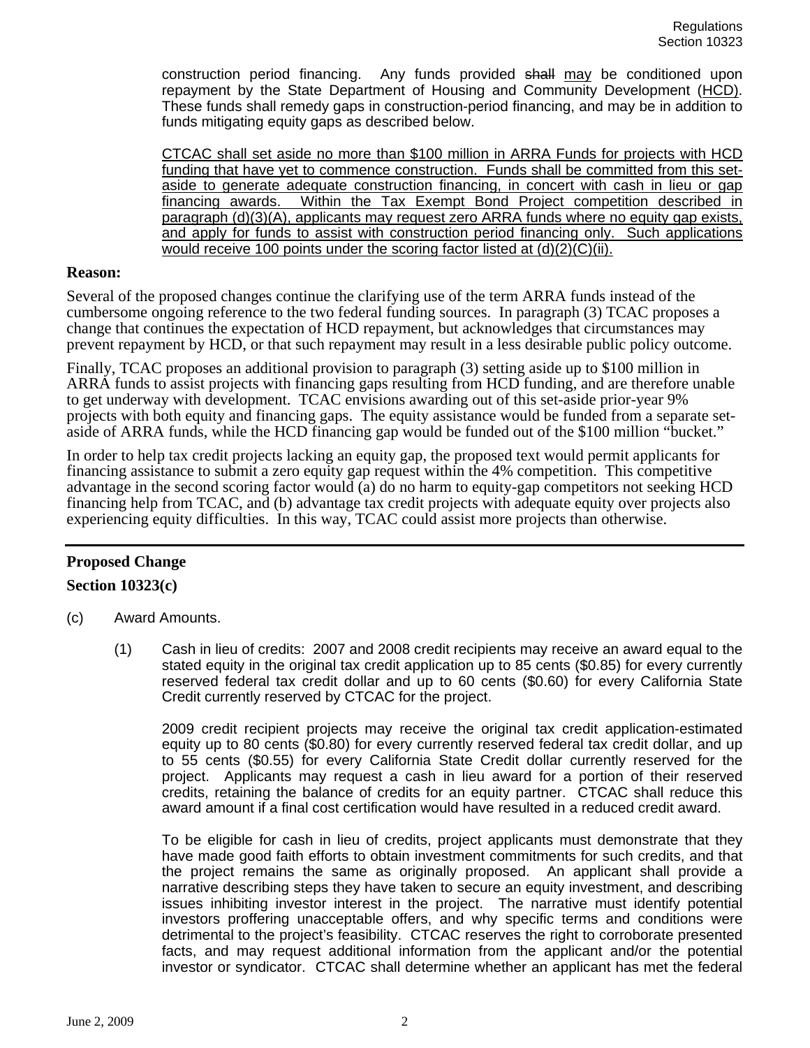construction period financing. Any funds provided ~~shall~~ <u>may</u> be conditioned upon repayment by the State Department of Housing and Community Development (<u>HCD</u>). These funds shall remedy gaps in construction-period financing, and may be in addition to funds mitigating equity gaps as described below.

<u>CTCAC shall set aside no more than $100 million in ARRA Funds for projects with HCD funding that have yet to commence construction. Funds shall be committed from this set-aside to generate adequate construction financing, in concert with cash in lieu or gap financing awards. Within the Tax Exempt Bond Project competition described in paragraph (d)(3)(A), applicants may request zero ARRA funds where no equity gap exists, and apply for funds to assist with construction period financing only. Such applications would receive 100 points under the scoring factor listed at (d)(2)(C)(ii).</u>

**Reason:**

Several of the proposed changes continue the clarifying use of the term ARRA funds instead of the cumbersome ongoing reference to the two federal funding sources. In paragraph (3) TCAC proposes a change that continues the expectation of HCD repayment, but acknowledges that circumstances may prevent repayment by HCD, or that such repayment may result in a less desirable public policy outcome.

Finally, TCAC proposes an additional provision to paragraph (3) setting aside up to $100 million in ARRA funds to assist projects with financing gaps resulting from HCD funding, and are therefore unable to get underway with development. TCAC envisions awarding out of this set-aside prior-year 9% projects with both equity and financing gaps. The equity assistance would be funded from a separate set-aside of ARRA funds, while the HCD financing gap would be funded out of the $100 million "bucket."

In order to help tax credit projects lacking an equity gap, the proposed text would permit applicants for financing assistance to submit a zero equity gap request within the 4% competition. This competitive advantage in the second scoring factor would (a) do no harm to equity-gap competitors not seeking HCD financing help from TCAC, and (b) advantage tax credit projects with adequate equity over projects also experiencing equity difficulties. In this way, TCAC could assist more projects than otherwise.

---

**Proposed Change**

**Section 10323(c)**

(c) Award Amounts.

(1) Cash in lieu of credits: 2007 and 2008 credit recipients may receive an award equal to the stated equity in the original tax credit application up to 85 cents ($0.85) for every currently reserved federal tax credit dollar and up to 60 cents ($0.60) for every California State Credit currently reserved by CTCAC for the project.

2009 credit recipient projects may receive the original tax credit application-estimated equity up to 80 cents ($0.80) for every currently reserved federal tax credit dollar, and up to 55 cents ($0.55) for every California State Credit dollar currently reserved for the project. Applicants may request a cash in lieu award for a portion of their reserved credits, retaining the balance of credits for an equity partner. CTCAC shall reduce this award amount if a final cost certification would have resulted in a reduced credit award.

To be eligible for cash in lieu of credits, project applicants must demonstrate that they have made good faith efforts to obtain investment commitments for such credits, and that the project remains the same as originally proposed. An applicant shall provide a narrative describing steps they have taken to secure an equity investment, and describing issues inhibiting investor interest in the project. The narrative must identify potential investors proffering unacceptable offers, and why specific terms and conditions were detrimental to the project's feasibility. CTCAC reserves the right to corroborate presented facts, and may request additional information from the applicant and/or the potential investor or syndicator. CTCAC shall determine whether an applicant has met the federal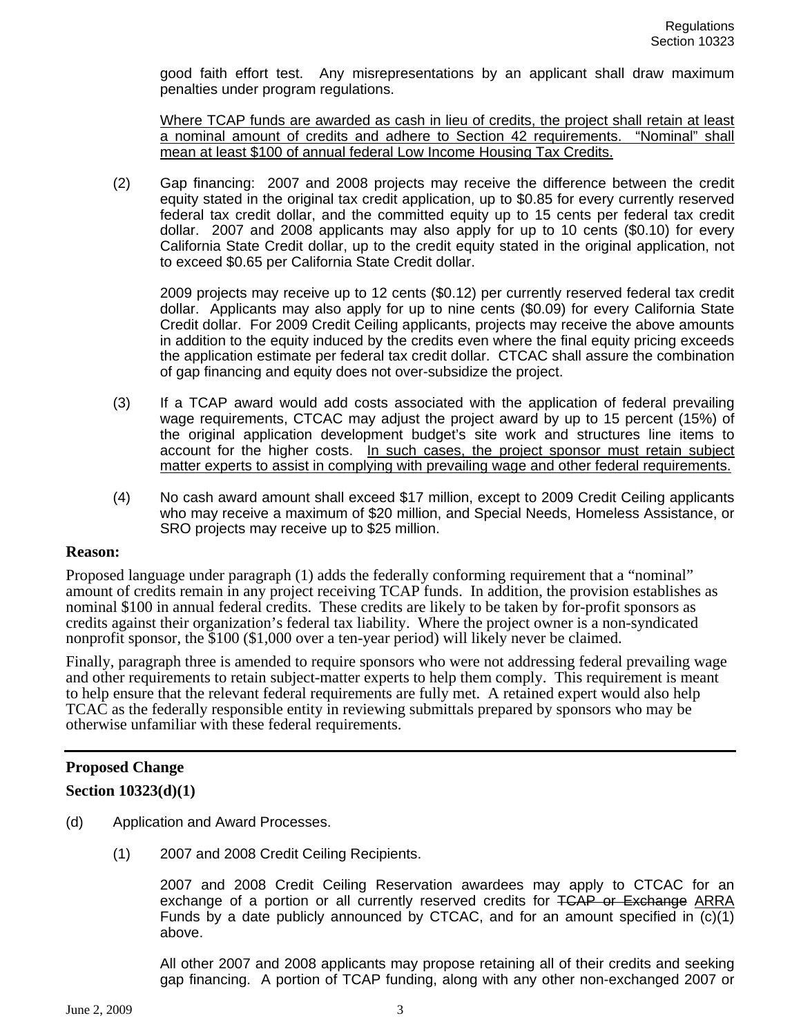good faith effort test. Any misrepresentations by an applicant shall draw maximum penalties under program regulations.

<u>Where TCAP funds are awarded as cash in lieu of credits, the project shall retain at least a nominal amount of credits and adhere to Section 42 requirements. "Nominal" shall mean at least $100 of annual federal Low Income Housing Tax Credits.</u>

(2) Gap financing: 2007 and 2008 projects may receive the difference between the credit equity stated in the original tax credit application, up to $0.85 for every currently reserved federal tax credit dollar, and the committed equity up to 15 cents per federal tax credit dollar. 2007 and 2008 applicants may also apply for up to 10 cents ($0.10) for every California State Credit dollar, up to the credit equity stated in the original application, not to exceed $0.65 per California State Credit dollar.

2009 projects may receive up to 12 cents ($0.12) per currently reserved federal tax credit dollar. Applicants may also apply for up to nine cents ($0.09) for every California State Credit dollar. For 2009 Credit Ceiling applicants, projects may receive the above amounts in addition to the equity induced by the credits even where the final equity pricing exceeds the application estimate per federal tax credit dollar. CTCAC shall assure the combination of gap financing and equity does not over-subsidize the project.

(3) If a TCAP award would add costs associated with the application of federal prevailing wage requirements, CTCAC may adjust the project award by up to 15 percent (15%) of the original application development budget's site work and structures line items to account for the higher costs. <u>In such cases, the project sponsor must retain subject matter experts to assist in complying with prevailing wage and other federal requirements.</u>

(4) No cash award amount shall exceed $17 million, except to 2009 Credit Ceiling applicants who may receive a maximum of $20 million, and Special Needs, Homeless Assistance, or SRO projects may receive up to $25 million.

**Reason:**

Proposed language under paragraph (1) adds the federally conforming requirement that a "nominal" amount of credits remain in any project receiving TCAP funds. In addition, the provision establishes as nominal $100 in annual federal credits. These credits are likely to be taken by for-profit sponsors as credits against their organization's federal tax liability. Where the project owner is a non-syndicated nonprofit sponsor, the $100 ($1,000 over a ten-year period) will likely never be claimed.

Finally, paragraph three is amended to require sponsors who were not addressing federal prevailing wage and other requirements to retain subject-matter experts to help them comply. This requirement is meant to help ensure that the relevant federal requirements are fully met. A retained expert would also help TCAC as the federally responsible entity in reviewing submittals prepared by sponsors who may be otherwise unfamiliar with these federal requirements.

---

**Proposed Change**

**Section 10323(d)(1)**

(d) Application and Award Processes.

(1) 2007 and 2008 Credit Ceiling Recipients.

2007 and 2008 Credit Ceiling Reservation awardees may apply to CTCAC for an exchange of a portion or all currently reserved credits for ~~TCAP or Exchange~~ <u>ARRA</u> Funds by a date publicly announced by CTCAC, and for an amount specified in (c)(1) above.

All other 2007 and 2008 applicants may propose retaining all of their credits and seeking gap financing. A portion of TCAP funding, along with any other non-exchanged 2007 or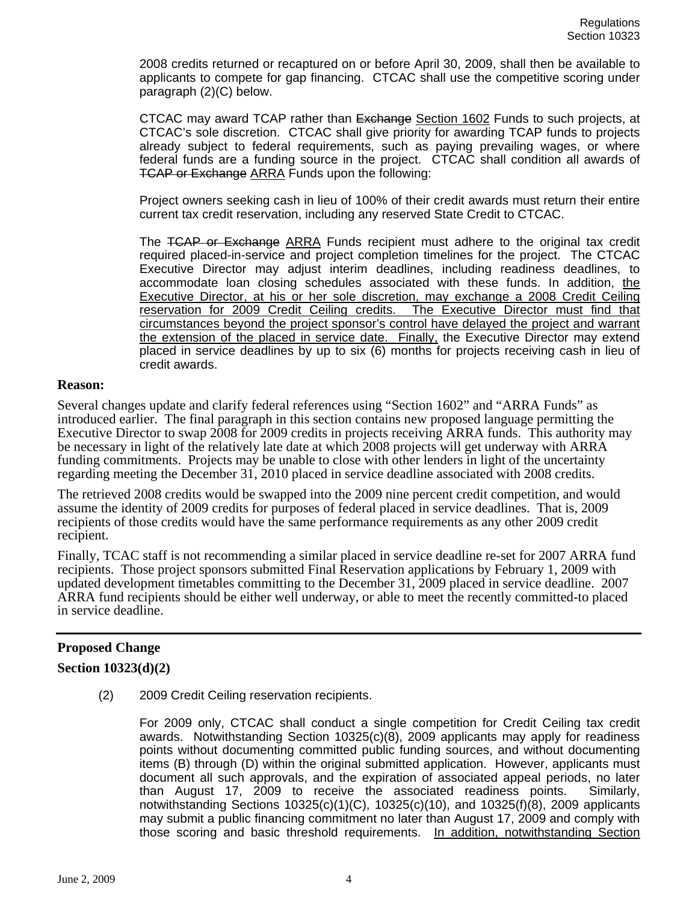2008 credits returned or recaptured on or before April 30, 2009, shall then be available to applicants to compete for gap financing. CTCAC shall use the competitive scoring under paragraph (2)(C) below.

CTCAC may award TCAP rather than ~~Exchange~~ <u>Section 1602</u> Funds to such projects, at CTCAC's sole discretion. CTCAC shall give priority for awarding TCAP funds to projects already subject to federal requirements, such as paying prevailing wages, or where federal funds are a funding source in the project. CTCAC shall condition all awards of ~~TCAP or Exchange~~ <u>ARRA</u> Funds upon the following:

Project owners seeking cash in lieu of 100% of their credit awards must return their entire current tax credit reservation, including any reserved State Credit to CTCAC.

The ~~TCAP or Exchange~~ <u>ARRA</u> Funds recipient must adhere to the original tax credit required placed-in-service and project completion timelines for the project. The CTCAC Executive Director may adjust interim deadlines, including readiness deadlines, to accommodate loan closing schedules associated with these funds. In addition, <u>the Executive Director, at his or her sole discretion, may exchange a 2008 Credit Ceiling reservation for 2009 Credit Ceiling credits. The Executive Director must find that circumstances beyond the project sponsor's control have delayed the project and warrant the extension of the placed in service date. Finally,</u> the Executive Director may extend placed in service deadlines by up to six (6) months for projects receiving cash in lieu of credit awards.

**Reason:**

Several changes update and clarify federal references using "Section 1602" and "ARRA Funds" as introduced earlier. The final paragraph in this section contains new proposed language permitting the Executive Director to swap 2008 for 2009 credits in projects receiving ARRA funds. This authority may be necessary in light of the relatively late date at which 2008 projects will get underway with ARRA funding commitments. Projects may be unable to close with other lenders in light of the uncertainty regarding meeting the December 31, 2010 placed in service deadline associated with 2008 credits.

The retrieved 2008 credits would be swapped into the 2009 nine percent credit competition, and would assume the identity of 2009 credits for purposes of federal placed in service deadlines. That is, 2009 recipients of those credits would have the same performance requirements as any other 2009 credit recipient.

Finally, TCAC staff is not recommending a similar placed in service deadline re-set for 2007 ARRA fund recipients. Those project sponsors submitted Final Reservation applications by February 1, 2009 with updated development timetables committing to the December 31, 2009 placed in service deadline. 2007 ARRA fund recipients should be either well underway, or able to meet the recently committed-to placed in service deadline.

---

**Proposed Change**

**Section 10323(d)(2)**

(2) 2009 Credit Ceiling reservation recipients.

For 2009 only, CTCAC shall conduct a single competition for Credit Ceiling tax credit awards. Notwithstanding Section 10325(c)(8), 2009 applicants may apply for readiness points without documenting committed public funding sources, and without documenting items (B) through (D) within the original submitted application. However, applicants must document all such approvals, and the expiration of associated appeal periods, no later than August 17, 2009 to receive the associated readiness points. Similarly, notwithstanding Sections 10325(c)(1)(C), 10325(c)(10), and 10325(f)(8), 2009 applicants may submit a public financing commitment no later than August 17, 2009 and comply with those scoring and basic threshold requirements. <u>In addition, notwithstanding Section</u>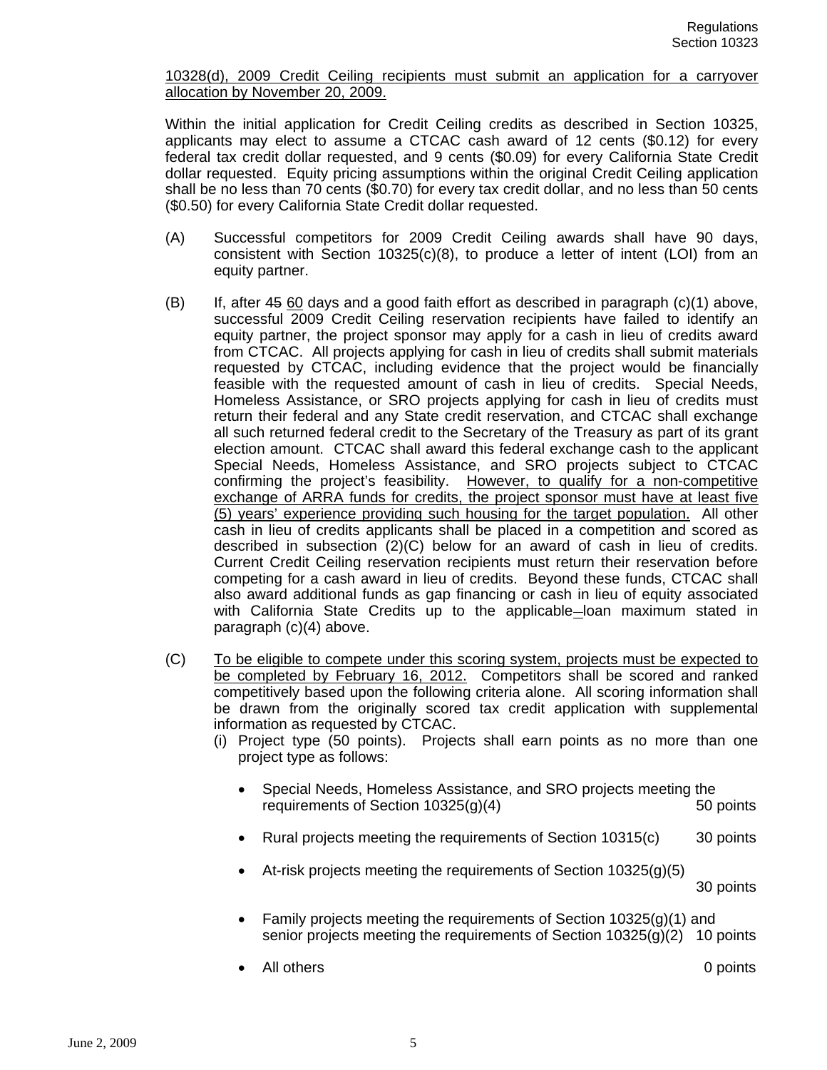10328(d), 2009 Credit Ceiling recipients must submit an application for a carryover allocation by November 20, 2009.

Within the initial application for Credit Ceiling credits as described in Section 10325, applicants may elect to assume a CTCAC cash award of 12 cents ($0.12) for every federal tax credit dollar requested, and 9 cents ($0.09) for every California State Credit dollar requested. Equity pricing assumptions within the original Credit Ceiling application shall be no less than 70 cents ($0.70) for every tax credit dollar, and no less than 50 cents ($0.50) for every California State Credit dollar requested.

(A) Successful competitors for 2009 Credit Ceiling awards shall have 90 days, consistent with Section 10325(c)(8), to produce a letter of intent (LOI) from an equity partner.

(B) If, after ~~45~~ 60 days and a good faith effort as described in paragraph (c)(1) above, successful 2009 Credit Ceiling reservation recipients have failed to identify an equity partner, the project sponsor may apply for a cash in lieu of credits award from CTCAC. All projects applying for cash in lieu of credits shall submit materials requested by CTCAC, including evidence that the project would be financially feasible with the requested amount of cash in lieu of credits. Special Needs, Homeless Assistance, or SRO projects applying for cash in lieu of credits must return their federal and any State credit reservation, and CTCAC shall exchange all such returned federal credit to the Secretary of the Treasury as part of its grant election amount. CTCAC shall award this federal exchange cash to the applicant Special Needs, Homeless Assistance, and SRO projects subject to CTCAC confirming the project's feasibility. However, to qualify for a non-competitive exchange of ARRA funds for credits, the project sponsor must have at least five (5) years' experience providing such housing for the target population. All other cash in lieu of credits applicants shall be placed in a competition and scored as described in subsection (2)(C) below for an award of cash in lieu of credits. Current Credit Ceiling reservation recipients must return their reservation before competing for a cash award in lieu of credits. Beyond these funds, CTCAC shall also award additional funds as gap financing or cash in lieu of equity associated with California State Credits up to the applicable loan maximum stated in paragraph (c)(4) above.

(C) To be eligible to compete under this scoring system, projects must be expected to be completed by February 16, 2012. Competitors shall be scored and ranked competitively based upon the following criteria alone. All scoring information shall be drawn from the originally scored tax credit application with supplemental information as requested by CTCAC.

(i) Project type (50 points). Projects shall earn points as no more than one project type as follows:

- Special Needs, Homeless Assistance, and SRO projects meeting the requirements of Section 10325(g)(4) — 50 points
- Rural projects meeting the requirements of Section 10315(c) — 30 points
- At-risk projects meeting the requirements of Section 10325(g)(5) — 30 points
- Family projects meeting the requirements of Section 10325(g)(1) and senior projects meeting the requirements of Section 10325(g)(2) — 10 points
- All others — 0 points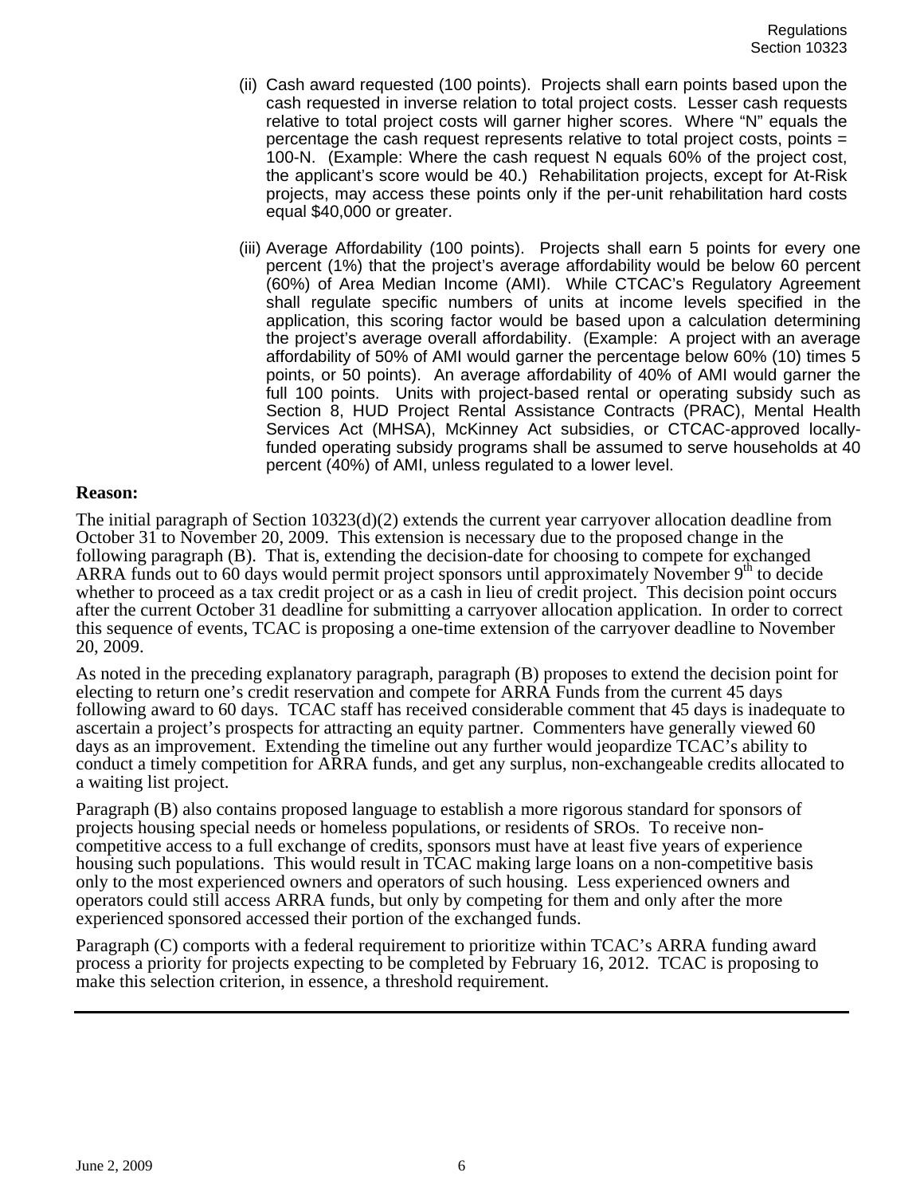(ii) Cash award requested (100 points). Projects shall earn points based upon the cash requested in inverse relation to total project costs. Lesser cash requests relative to total project costs will garner higher scores. Where "N" equals the percentage the cash request represents relative to total project costs, points = 100-N. (Example: Where the cash request N equals 60% of the project cost, the applicant's score would be 40.) Rehabilitation projects, except for At-Risk projects, may access these points only if the per-unit rehabilitation hard costs equal $40,000 or greater.

(iii) Average Affordability (100 points). Projects shall earn 5 points for every one percent (1%) that the project's average affordability would be below 60 percent (60%) of Area Median Income (AMI). While CTCAC's Regulatory Agreement shall regulate specific numbers of units at income levels specified in the application, this scoring factor would be based upon a calculation determining the project's average overall affordability. (Example: A project with an average affordability of 50% of AMI would garner the percentage below 60% (10) times 5 points, or 50 points). An average affordability of 40% of AMI would garner the full 100 points. Units with project-based rental or operating subsidy such as Section 8, HUD Project Rental Assistance Contracts (PRAC), Mental Health Services Act (MHSA), McKinney Act subsidies, or CTCAC-approved locally-funded operating subsidy programs shall be assumed to serve households at 40 percent (40%) of AMI, unless regulated to a lower level.

**Reason:**

The initial paragraph of Section 10323(d)(2) extends the current year carryover allocation deadline from October 31 to November 20, 2009. This extension is necessary due to the proposed change in the following paragraph (B). That is, extending the decision-date for choosing to compete for exchanged ARRA funds out to 60 days would permit project sponsors until approximately November 9th to decide whether to proceed as a tax credit project or as a cash in lieu of credit project. This decision point occurs after the current October 31 deadline for submitting a carryover allocation application. In order to correct this sequence of events, TCAC is proposing a one-time extension of the carryover deadline to November 20, 2009.

As noted in the preceding explanatory paragraph, paragraph (B) proposes to extend the decision point for electing to return one's credit reservation and compete for ARRA Funds from the current 45 days following award to 60 days. TCAC staff has received considerable comment that 45 days is inadequate to ascertain a project's prospects for attracting an equity partner. Commenters have generally viewed 60 days as an improvement. Extending the timeline out any further would jeopardize TCAC's ability to conduct a timely competition for ARRA funds, and get any surplus, non-exchangeable credits allocated to a waiting list project.

Paragraph (B) also contains proposed language to establish a more rigorous standard for sponsors of projects housing special needs or homeless populations, or residents of SROs. To receive non-competitive access to a full exchange of credits, sponsors must have at least five years of experience housing such populations. This would result in TCAC making large loans on a non-competitive basis only to the most experienced owners and operators of such housing. Less experienced owners and operators could still access ARRA funds, but only by competing for them and only after the more experienced sponsored accessed their portion of the exchanged funds.

Paragraph (C) comports with a federal requirement to prioritize within TCAC's ARRA funding award process a priority for projects expecting to be completed by February 16, 2012. TCAC is proposing to make this selection criterion, in essence, a threshold requirement.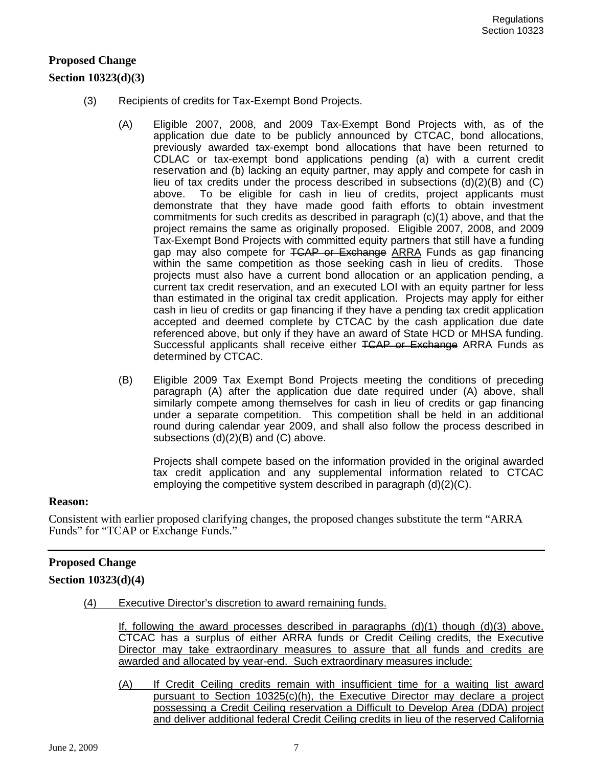**Proposed Change**

**Section 10323(d)(3)**

(3) Recipients of credits for Tax-Exempt Bond Projects.

(A) Eligible 2007, 2008, and 2009 Tax-Exempt Bond Projects with, as of the application due date to be publicly announced by CTCAC, bond allocations, previously awarded tax-exempt bond allocations that have been returned to CDLAC or tax-exempt bond applications pending (a) with a current credit reservation and (b) lacking an equity partner, may apply and compete for cash in lieu of tax credits under the process described in subsections (d)(2)(B) and (C) above. To be eligible for cash in lieu of credits, project applicants must demonstrate that they have made good faith efforts to obtain investment commitments for such credits as described in paragraph (c)(1) above, and that the project remains the same as originally proposed. Eligible 2007, 2008, and 2009 Tax-Exempt Bond Projects with committed equity partners that still have a funding gap may also compete for ~~TCAP or Exchange~~ <u>ARRA</u> Funds as gap financing within the same competition as those seeking cash in lieu of credits. Those projects must also have a current bond allocation or an application pending, a current tax credit reservation, and an executed LOI with an equity partner for less than estimated in the original tax credit application. Projects may apply for either cash in lieu of credits or gap financing if they have a pending tax credit application accepted and deemed complete by CTCAC by the cash application due date referenced above, but only if they have an award of State HCD or MHSA funding. Successful applicants shall receive either ~~TCAP or Exchange~~ <u>ARRA</u> Funds as determined by CTCAC.

(B) Eligible 2009 Tax Exempt Bond Projects meeting the conditions of preceding paragraph (A) after the application due date required under (A) above, shall similarly compete among themselves for cash in lieu of credits or gap financing under a separate competition. This competition shall be held in an additional round during calendar year 2009, and shall also follow the process described in subsections (d)(2)(B) and (C) above.

Projects shall compete based on the information provided in the original awarded tax credit application and any supplemental information related to CTCAC employing the competitive system described in paragraph (d)(2)(C).

**Reason:**

Consistent with earlier proposed clarifying changes, the proposed changes substitute the term "ARRA Funds" for "TCAP or Exchange Funds."

---

**Proposed Change**

**Section 10323(d)(4)**

<u>(4) Executive Director's discretion to award remaining funds.</u>

<u>If, following the award processes described in paragraphs (d)(1) though (d)(3) above, CTCAC has a surplus of either ARRA funds or Credit Ceiling credits, the Executive Director may take extraordinary measures to assure that all funds and credits are awarded and allocated by year-end. Such extraordinary measures include:</u>

<u>(A) If Credit Ceiling credits remain with insufficient time for a waiting list award pursuant to Section 10325(c)(h), the Executive Director may declare a project possessing a Credit Ceiling reservation a Difficult to Develop Area (DDA) project and deliver additional federal Credit Ceiling credits in lieu of the reserved California</u>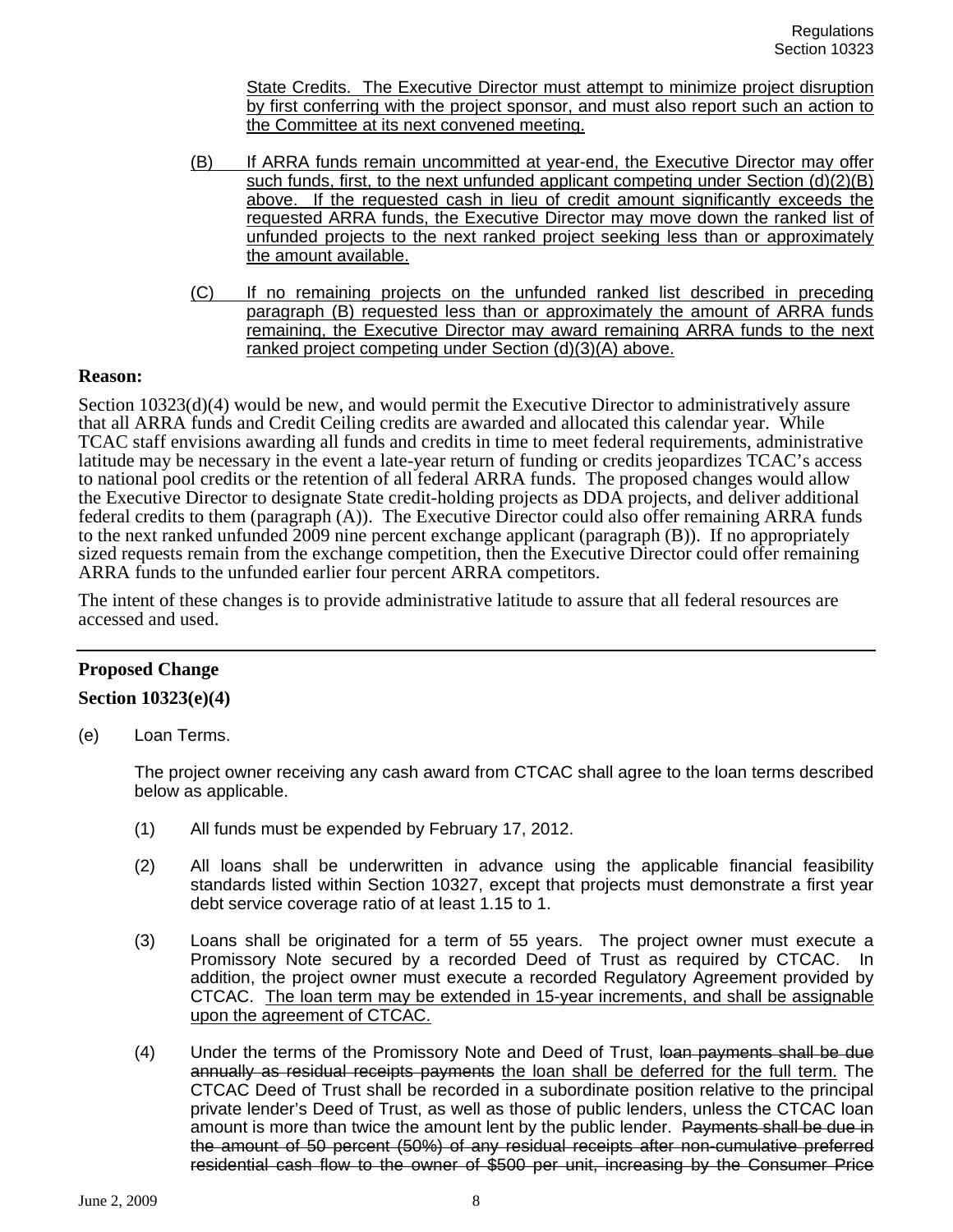State Credits. The Executive Director must attempt to minimize project disruption by first conferring with the project sponsor, and must also report such an action to the Committee at its next convened meeting.

(B) If ARRA funds remain uncommitted at year-end, the Executive Director may offer such funds, first, to the next unfunded applicant competing under Section (d)(2)(B) above. If the requested cash in lieu of credit amount significantly exceeds the requested ARRA funds, the Executive Director may move down the ranked list of unfunded projects to the next ranked project seeking less than or approximately the amount available.

(C) If no remaining projects on the unfunded ranked list described in preceding paragraph (B) requested less than or approximately the amount of ARRA funds remaining, the Executive Director may award remaining ARRA funds to the next ranked project competing under Section (d)(3)(A) above.

**Reason:**

Section 10323(d)(4) would be new, and would permit the Executive Director to administratively assure that all ARRA funds and Credit Ceiling credits are awarded and allocated this calendar year. While TCAC staff envisions awarding all funds and credits in time to meet federal requirements, administrative latitude may be necessary in the event a late-year return of funding or credits jeopardizes TCAC's access to national pool credits or the retention of all federal ARRA funds. The proposed changes would allow the Executive Director to designate State credit-holding projects as DDA projects, and deliver additional federal credits to them (paragraph (A)). The Executive Director could also offer remaining ARRA funds to the next ranked unfunded 2009 nine percent exchange applicant (paragraph (B)). If no appropriately sized requests remain from the exchange competition, then the Executive Director could offer remaining ARRA funds to the unfunded earlier four percent ARRA competitors.

The intent of these changes is to provide administrative latitude to assure that all federal resources are accessed and used.

---

**Proposed Change**

**Section 10323(e)(4)**

(e) Loan Terms.

The project owner receiving any cash award from CTCAC shall agree to the loan terms described below as applicable.

(1) All funds must be expended by February 17, 2012.

(2) All loans shall be underwritten in advance using the applicable financial feasibility standards listed within Section 10327, except that projects must demonstrate a first year debt service coverage ratio of at least 1.15 to 1.

(3) Loans shall be originated for a term of 55 years. The project owner must execute a Promissory Note secured by a recorded Deed of Trust as required by CTCAC. In addition, the project owner must execute a recorded Regulatory Agreement provided by CTCAC. The loan term may be extended in 15-year increments, and shall be assignable upon the agreement of CTCAC.

(4) Under the terms of the Promissory Note and Deed of Trust, ~~loan payments shall be due annually as residual receipts payments~~ the loan shall be deferred for the full term. The CTCAC Deed of Trust shall be recorded in a subordinate position relative to the principal private lender's Deed of Trust, as well as those of public lenders, unless the CTCAC loan amount is more than twice the amount lent by the public lender. ~~Payments shall be due in the amount of 50 percent (50%) of any residual receipts after non-cumulative preferred residential cash flow to the owner of \$500 per unit, increasing by the Consumer Price~~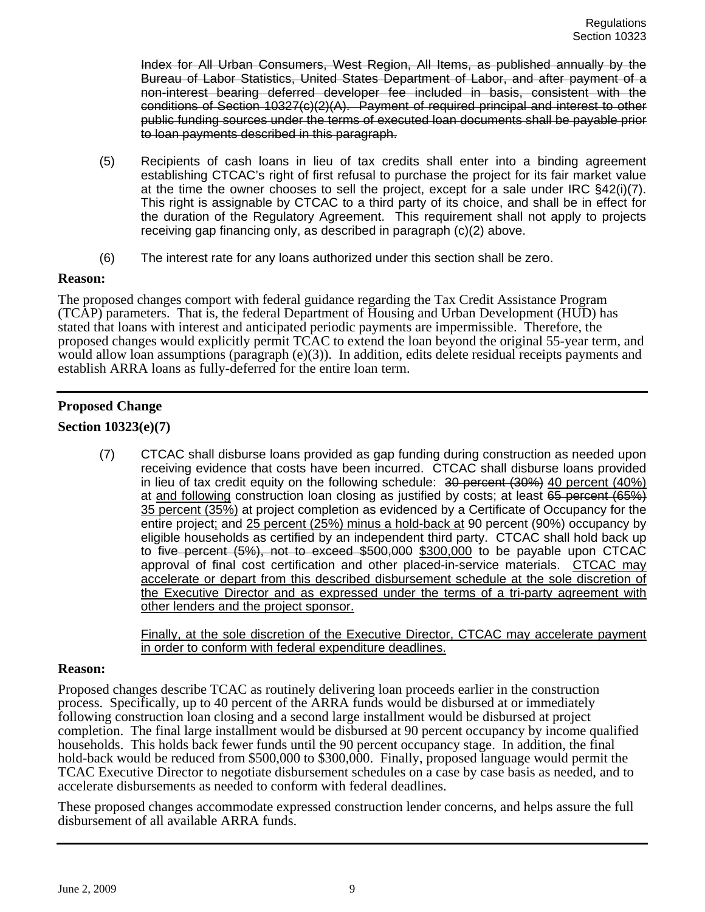~~Index for All Urban Consumers, West Region, All Items, as published annually by the Bureau of Labor Statistics, United States Department of Labor, and after payment of a non-interest bearing deferred developer fee included in basis, consistent with the conditions of Section 10327(c)(2)(A). Payment of required principal and interest to other public funding sources under the terms of executed loan documents shall be payable prior to loan payments described in this paragraph.~~

(5) Recipients of cash loans in lieu of tax credits shall enter into a binding agreement establishing CTCAC's right of first refusal to purchase the project for its fair market value at the time the owner chooses to sell the project, except for a sale under IRC §42(i)(7). This right is assignable by CTCAC to a third party of its choice, and shall be in effect for the duration of the Regulatory Agreement. This requirement shall not apply to projects receiving gap financing only, as described in paragraph (c)(2) above.

(6) The interest rate for any loans authorized under this section shall be zero.

**Reason:**

The proposed changes comport with federal guidance regarding the Tax Credit Assistance Program (TCAP) parameters. That is, the federal Department of Housing and Urban Development (HUD) has stated that loans with interest and anticipated periodic payments are impermissible. Therefore, the proposed changes would explicitly permit TCAC to extend the loan beyond the original 55-year term, and would allow loan assumptions (paragraph (e)(3)). In addition, edits delete residual receipts payments and establish ARRA loans as fully-deferred for the entire loan term.

---

**Proposed Change**

**Section 10323(e)(7)**

(7) CTCAC shall disburse loans provided as gap funding during construction as needed upon receiving evidence that costs have been incurred. CTCAC shall disburse loans provided in lieu of tax credit equity on the following schedule: ~~30 percent (30%)~~ <u>40 percent (40%)</u> at <u>and following</u> construction loan closing as justified by costs; at least ~~65 percent (65%)~~ <u>35 percent (35%)</u> at project completion as evidenced by a Certificate of Occupancy for the entire project<u>;</u> and <u>25 percent (25%) minus a hold-back at</u> 90 percent (90%) occupancy by eligible households as certified by an independent third party. CTCAC shall hold back up to ~~five percent (5%), not to exceed \$500,000~~ <u>\$300,000</u> to be payable upon CTCAC approval of final cost certification and other placed-in-service materials. <u>CTCAC may accelerate or depart from this described disbursement schedule at the sole discretion of the Executive Director and as expressed under the terms of a tri-party agreement with other lenders and the project sponsor.</u>

<u>Finally, at the sole discretion of the Executive Director, CTCAC may accelerate payment in order to conform with federal expenditure deadlines.</u>

**Reason:**

Proposed changes describe TCAC as routinely delivering loan proceeds earlier in the construction process. Specifically, up to 40 percent of the ARRA funds would be disbursed at or immediately following construction loan closing and a second large installment would be disbursed at project completion. The final large installment would be disbursed at 90 percent occupancy by income qualified households. This holds back fewer funds until the 90 percent occupancy stage. In addition, the final hold-back would be reduced from \$500,000 to \$300,000. Finally, proposed language would permit the TCAC Executive Director to negotiate disbursement schedules on a case by case basis as needed, and to accelerate disbursements as needed to conform with federal deadlines.

These proposed changes accommodate expressed construction lender concerns, and helps assure the full disbursement of all available ARRA funds.

---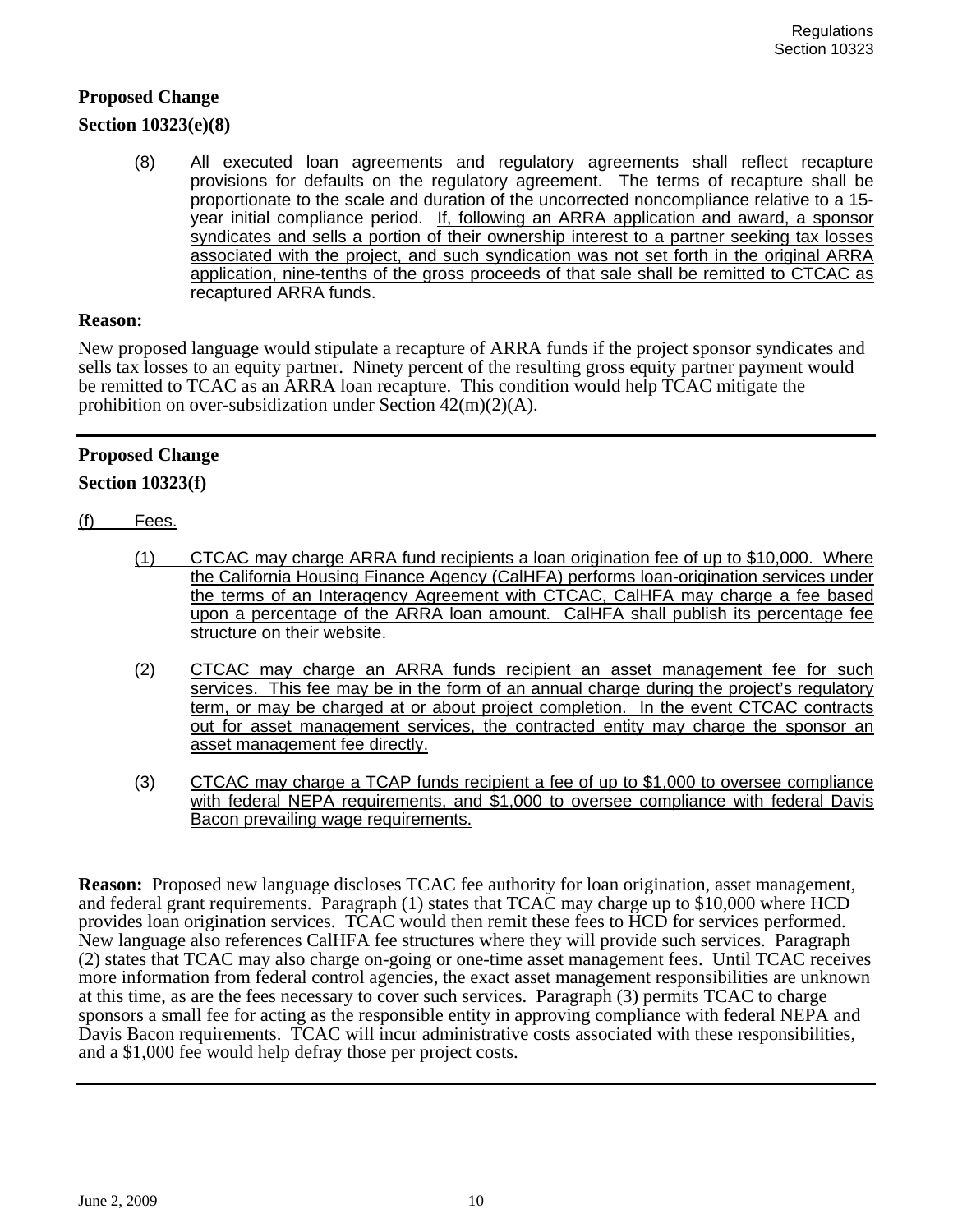**Proposed Change**

**Section 10323(e)(8)**

(8) All executed loan agreements and regulatory agreements shall reflect recapture provisions for defaults on the regulatory agreement. The terms of recapture shall be proportionate to the scale and duration of the uncorrected noncompliance relative to a 15-year initial compliance period. <u>If, following an ARRA application and award, a sponsor syndicates and sells a portion of their ownership interest to a partner seeking tax losses associated with the project, and such syndication was not set forth in the original ARRA application, nine-tenths of the gross proceeds of that sale shall be remitted to CTCAC as recaptured ARRA funds.</u>

**Reason:**

New proposed language would stipulate a recapture of ARRA funds if the project sponsor syndicates and sells tax losses to an equity partner. Ninety percent of the resulting gross equity partner payment would be remitted to TCAC as an ARRA loan recapture. This condition would help TCAC mitigate the prohibition on over-subsidization under Section 42(m)(2)(A).

---

**Proposed Change**

**Section 10323(f)**

<u>(f) Fees.</u>

<u>(1) CTCAC may charge ARRA fund recipients a loan origination fee of up to $10,000. Where the California Housing Finance Agency (CalHFA) performs loan-origination services under the terms of an Interagency Agreement with CTCAC, CalHFA may charge a fee based upon a percentage of the ARRA loan amount. CalHFA shall publish its percentage fee structure on their website.</u>

(2) <u>CTCAC may charge an ARRA funds recipient an asset management fee for such services. This fee may be in the form of an annual charge during the project's regulatory term, or may be charged at or about project completion. In the event CTCAC contracts out for asset management services, the contracted entity may charge the sponsor an asset management fee directly.</u>

(3) <u>CTCAC may charge a TCAP funds recipient a fee of up to $1,000 to oversee compliance with federal NEPA requirements, and $1,000 to oversee compliance with federal Davis Bacon prevailing wage requirements.</u>

**Reason:** Proposed new language discloses TCAC fee authority for loan origination, asset management, and federal grant requirements. Paragraph (1) states that TCAC may charge up to $10,000 where HCD provides loan origination services. TCAC would then remit these fees to HCD for services performed. New language also references CalHFA fee structures where they will provide such services. Paragraph (2) states that TCAC may also charge on-going or one-time asset management fees. Until TCAC receives more information from federal control agencies, the exact asset management responsibilities are unknown at this time, as are the fees necessary to cover such services. Paragraph (3) permits TCAC to charge sponsors a small fee for acting as the responsible entity in approving compliance with federal NEPA and Davis Bacon requirements. TCAC will incur administrative costs associated with these responsibilities, and a $1,000 fee would help defray those per project costs.

---